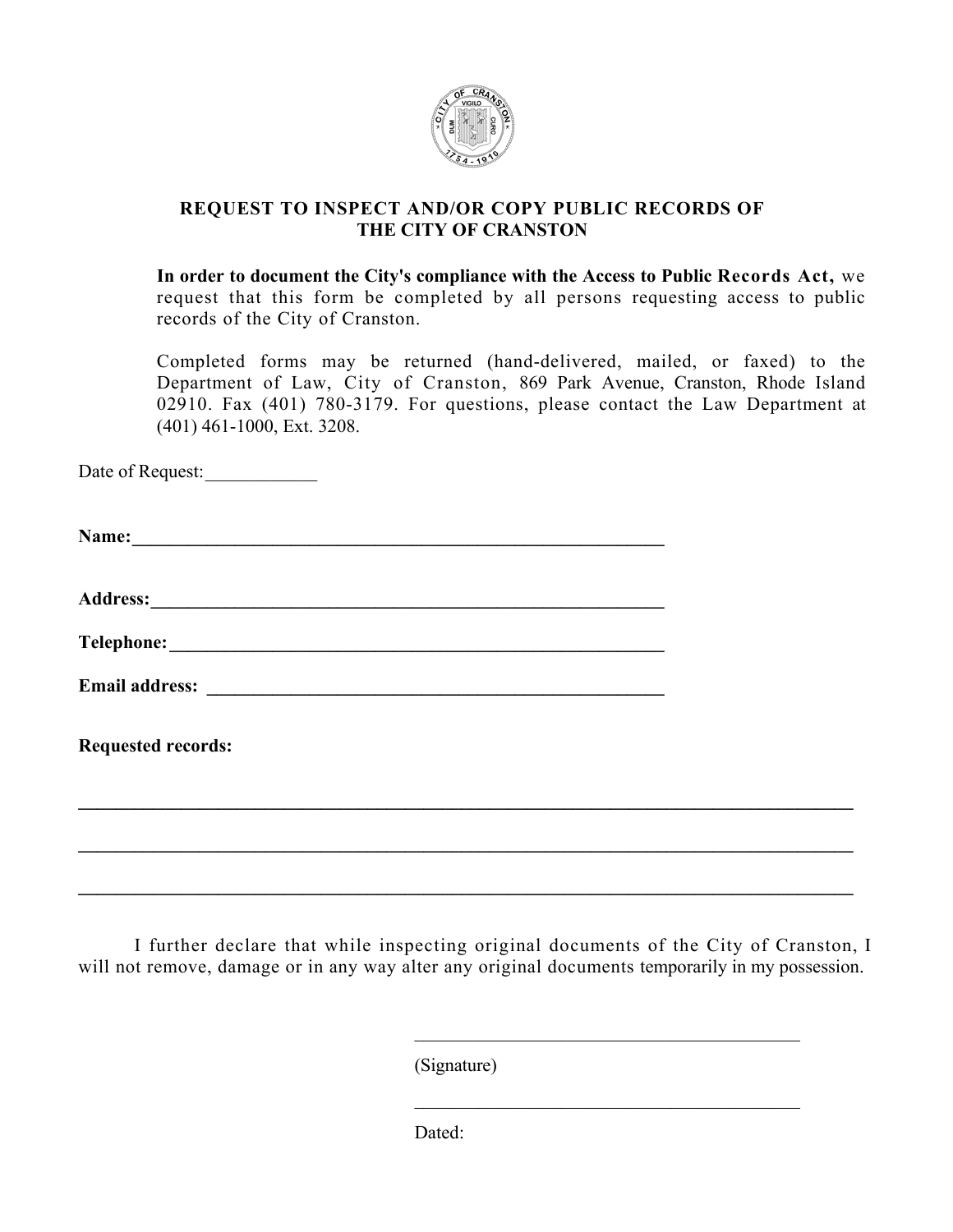## REQUEST TO INSPECT AND/OR COPY PUBLIC RECORDS OF THE CITY OF CRANSTON

**In order to document the City's compliance with the Access to Public Records Act,** we request that this form be completed by all persons requesting access to public records of the City of Cranston.

Completed forms may be returned (hand-delivered, mailed, or faxed) to the Department of Law, City of Cranston, 869 Park Avenue, Cranston, Rhode Island 02910. Fax (401) 780-3179. For questions, please contact the Law Department at (401) 461-1000, Ext. 3208.

Date of Request:____________

**Name:**_____________________________________________________________

**Address:**___________________________________________________________

**Telephone:**_________________________________________________________

**Email address:** ____________________________________________________

**Requested records:**

_______________________________________________________________________________

_______________________________________________________________________________

_______________________________________________________________________________

I further declare that while inspecting original documents of the City of Cranston, I will not remove, damage or in any way alter any original documents temporarily in my possession.

_________________________________________

(Signature)

_________________________________________

Dated: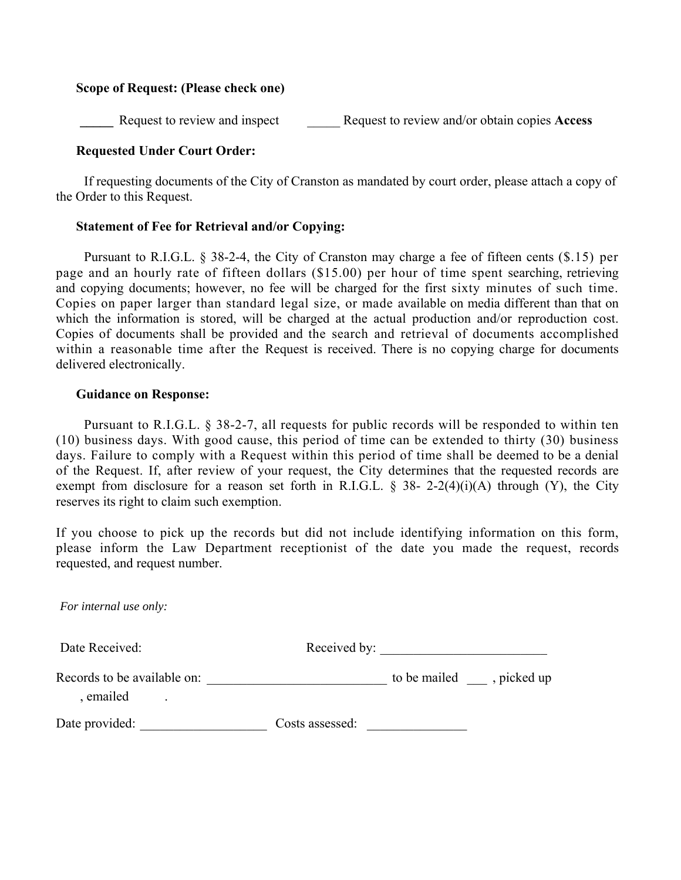**Scope of Request: (Please check one)**

_____ Request to review and inspect _____ Request to review and/or obtain copies **Access**

**Requested Under Court Order:**

If requesting documents of the City of Cranston as mandated by court order, please attach a copy of the Order to this Request.

**Statement of Fee for Retrieval and/or Copying:**

Pursuant to R.I.G.L. § 38-2-4, the City of Cranston may charge a fee of fifteen cents ($.15) per page and an hourly rate of fifteen dollars ($15.00) per hour of time spent searching, retrieving and copying documents; however, no fee will be charged for the first sixty minutes of such time. Copies on paper larger than standard legal size, or made available on media different than that on which the information is stored, will be charged at the actual production and/or reproduction cost. Copies of documents shall be provided and the search and retrieval of documents accomplished within a reasonable time after the Request is received. There is no copying charge for documents delivered electronically.

**Guidance on Response:**

Pursuant to R.I.G.L. § 38-2-7, all requests for public records will be responded to within ten (10) business days. With good cause, this period of time can be extended to thirty (30) business days. Failure to comply with a Request within this period of time shall be deemed to be a denial of the Request. If, after review of your request, the City determines that the requested records are exempt from disclosure for a reason set forth in R.I.G.L. § 38- 2-2(4)(i)(A) through (Y), the City reserves its right to claim such exemption.

If you choose to pick up the records but did not include identifying information on this form, please inform the Law Department receptionist of the date you made the request, records requested, and request number.

*For internal use only:*

Date Received: Received by: _________________________

Records to be available on: ___________________________ to be mailed ___ , picked up , emailed .

Date provided: ___________________ Costs assessed: _______________